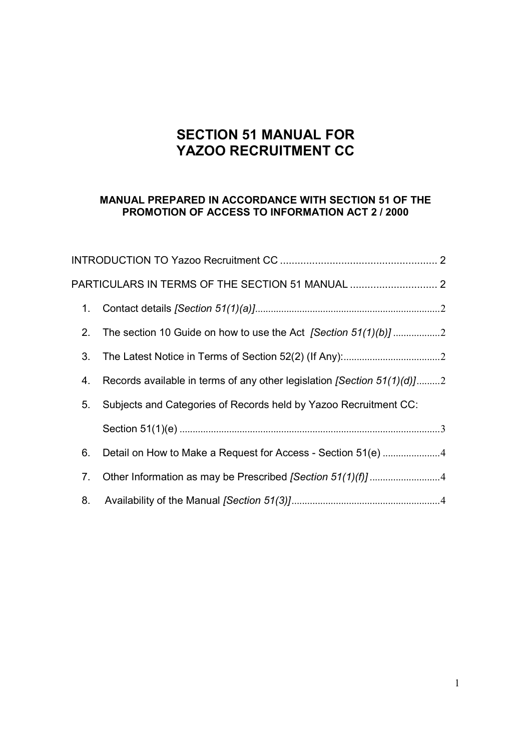# SECTION 51 MANUAL FOR YAZOO RECRUITMENT CC

### MANUAL PREPARED IN ACCORDANCE WITH SECTION 51 OF THE PROMOTION OF ACCESS TO INFORMATION ACT 2 / 2000

INTRODUCTION TO Yazoo Recruitment CC ...................................................... 2

PARTICULARS IN TERMS OF THE SECTION 51 MANUAL .............................. 2

1. Contact details *[Section 51(1)(a)]*........................................................................2
2. The section 10 Guide on how to use the Act *[Section 51(1)(b)]* ..................2
3. The Latest Notice in Terms of Section 52(2) (If Any):.....................................2
4. Records available in terms of any other legislation *[Section 51(1)(d)]*.........2
5. Subjects and Categories of Records held by Yazoo Recruitment CC: Section 51(1)(e) ...................................................................................................3
6. Detail on How to Make a Request for Access - Section 51(e) ......................4
7. Other Information as may be Prescribed *[Section 51(1)(f)]* ...........................4
8. Availability of the Manual *[Section 51(3)]*.........................................................4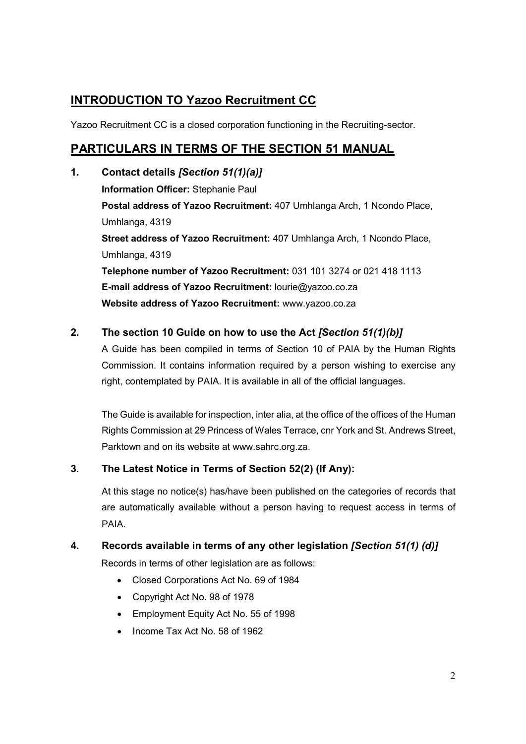## INTRODUCTION TO Yazoo Recruitment CC

Yazoo Recruitment CC is a closed corporation functioning in the Recruiting-sector.

## PARTICULARS IN TERMS OF THE SECTION 51 MANUAL

### 1. Contact details *[Section 51(1)(a)]*

**Information Officer:** Stephanie Paul
**Postal address of Yazoo Recruitment:** 407 Umhlanga Arch, 1 Ncondo Place, Umhlanga, 4319
**Street address of Yazoo Recruitment:** 407 Umhlanga Arch, 1 Ncondo Place, Umhlanga, 4319
**Telephone number of Yazoo Recruitment:** 031 101 3274 or 021 418 1113
**E-mail address of Yazoo Recruitment:** lourie@yazoo.co.za
**Website address of Yazoo Recruitment:** www.yazoo.co.za

### 2. The section 10 Guide on how to use the Act *[Section 51(1)(b)]*

A Guide has been compiled in terms of Section 10 of PAIA by the Human Rights Commission. It contains information required by a person wishing to exercise any right, contemplated by PAIA. It is available in all of the official languages.

The Guide is available for inspection, inter alia, at the office of the offices of the Human Rights Commission at 29 Princess of Wales Terrace, cnr York and St. Andrews Street, Parktown and on its website at www.sahrc.org.za.

### 3. The Latest Notice in Terms of Section 52(2) (If Any):

At this stage no notice(s) has/have been published on the categories of records that are automatically available without a person having to request access in terms of PAIA.

### 4. Records available in terms of any other legislation *[Section 51(1) (d)]*

Records in terms of other legislation are as follows:

- Closed Corporations Act No. 69 of 1984
- Copyright Act No. 98 of 1978
- Employment Equity Act No. 55 of 1998
- Income Tax Act No. 58 of 1962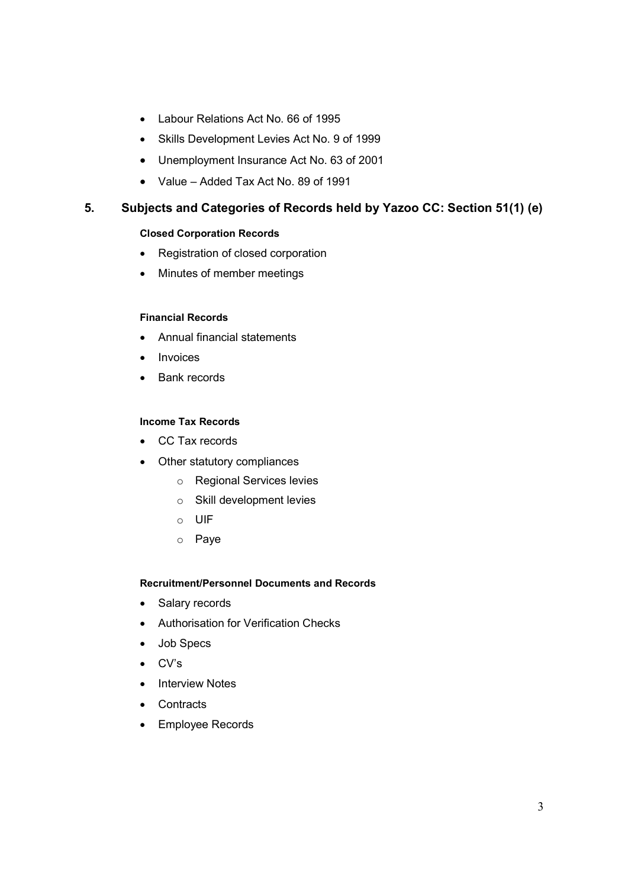- Labour Relations Act No. 66 of 1995
- Skills Development Levies Act No. 9 of 1999
- Unemployment Insurance Act No. 63 of 2001
- Value – Added Tax Act No. 89 of 1991

## 5. Subjects and Categories of Records held by Yazoo CC: Section 51(1) (e)

**Closed Corporation Records**

- Registration of closed corporation
- Minutes of member meetings

**Financial Records**

- Annual financial statements
- Invoices
- Bank records

**Income Tax Records**

- CC Tax records
- Other statutory compliances
  - Regional Services levies
  - Skill development levies
  - UIF
  - Paye

**Recruitment/Personnel Documents and Records**

- Salary records
- Authorisation for Verification Checks
- Job Specs
- CV's
- Interview Notes
- Contracts
- Employee Records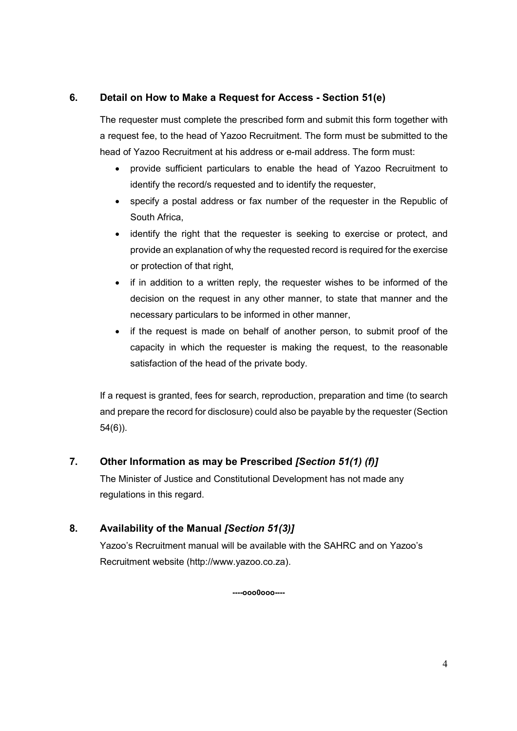## 6. Detail on How to Make a Request for Access - Section 51(e)

The requester must complete the prescribed form and submit this form together with a request fee, to the head of Yazoo Recruitment. The form must be submitted to the head of Yazoo Recruitment at his address or e-mail address. The form must:

- provide sufficient particulars to enable the head of Yazoo Recruitment to identify the record/s requested and to identify the requester,
- specify a postal address or fax number of the requester in the Republic of South Africa,
- identify the right that the requester is seeking to exercise or protect, and provide an explanation of why the requested record is required for the exercise or protection of that right,
- if in addition to a written reply, the requester wishes to be informed of the decision on the request in any other manner, to state that manner and the necessary particulars to be informed in other manner,
- if the request is made on behalf of another person, to submit proof of the capacity in which the requester is making the request, to the reasonable satisfaction of the head of the private body.

If a request is granted, fees for search, reproduction, preparation and time (to search and prepare the record for disclosure) could also be payable by the requester (Section 54(6)).

## 7. Other Information as may be Prescribed *[Section 51(1) (f)]*

The Minister of Justice and Constitutional Development has not made any regulations in this regard.

## 8. Availability of the Manual *[Section 51(3)]*

Yazoo's Recruitment manual will be available with the SAHRC and on Yazoo's Recruitment website (http://www.yazoo.co.za).

----ooo0ooo----